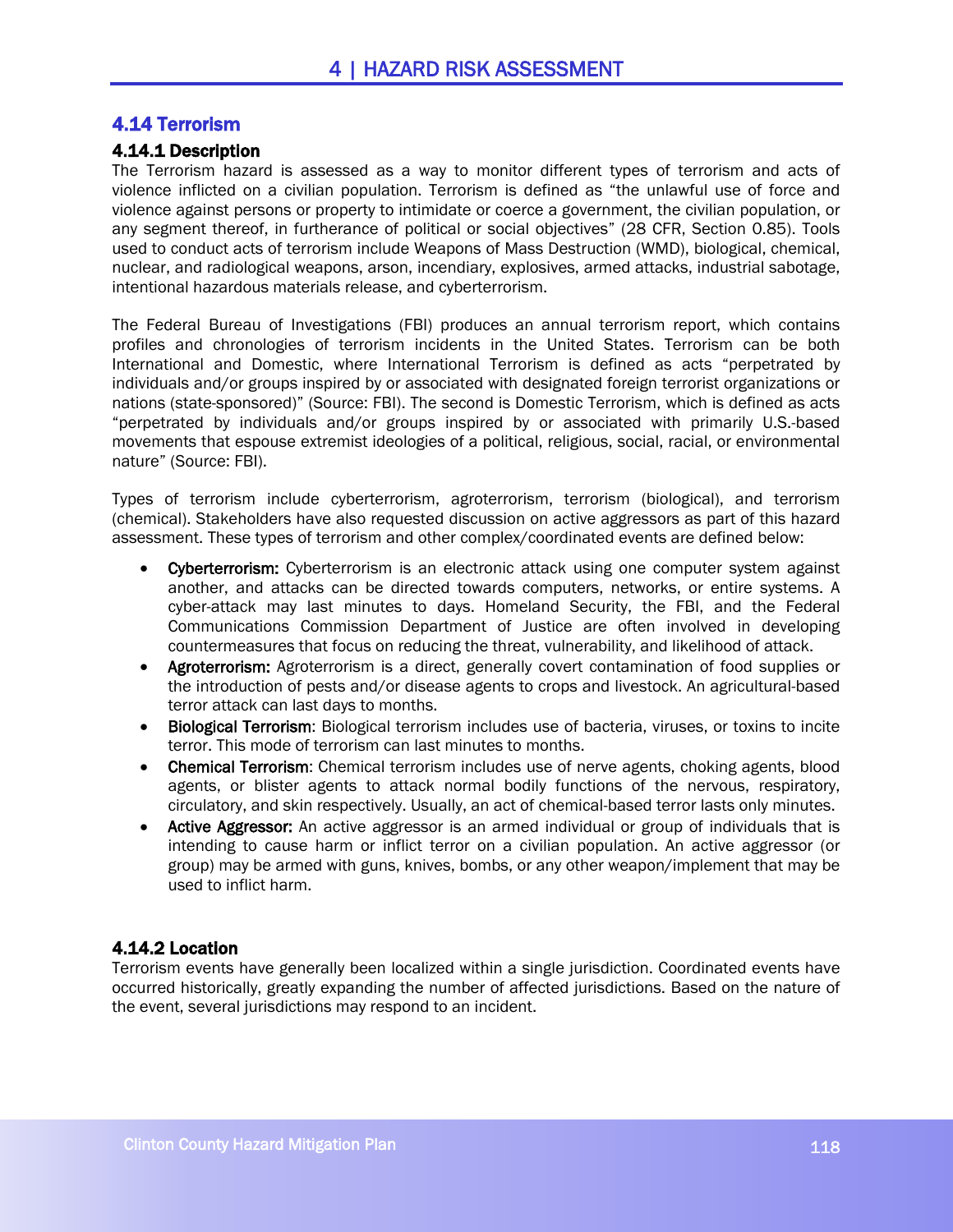## 4.14 Terrorism

### 4.14.1 Description

The Terrorism hazard is assessed as a way to monitor different types of terrorism and acts of violence inflicted on a civilian population. Terrorism is defined as "the unlawful use of force and violence against persons or property to intimidate or coerce a government, the civilian population, or any segment thereof, in furtherance of political or social objectives" (28 CFR, Section 0.85). Tools used to conduct acts of terrorism include Weapons of Mass Destruction (WMD), biological, chemical, nuclear, and radiological weapons, arson, incendiary, explosives, armed attacks, industrial sabotage, intentional hazardous materials release, and cyberterrorism.

The Federal Bureau of Investigations (FBI) produces an annual terrorism report, which contains profiles and chronologies of terrorism incidents in the United States. Terrorism can be both International and Domestic, where International Terrorism is defined as acts "perpetrated by individuals and/or groups inspired by or associated with designated foreign terrorist organizations or nations (state-sponsored)" (Source: FBI). The second is Domestic Terrorism, which is defined as acts "perpetrated by individuals and/or groups inspired by or associated with primarily U.S.-based movements that espouse extremist ideologies of a political, religious, social, racial, or environmental nature" (Source: FBI).

Types of terrorism include cyberterrorism, agroterrorism, terrorism (biological), and terrorism (chemical). Stakeholders have also requested discussion on active aggressors as part of this hazard assessment. These types of terrorism and other complex/coordinated events are defined below:

- **Cyberterrorism:** Cyberterrorism is an electronic attack using one computer system against another, and attacks can be directed towards computers, networks, or entire systems. A cyber-attack may last minutes to days. Homeland Security, the FBI, and the Federal Communications Commission Department of Justice are often involved in developing countermeasures that focus on reducing the threat, vulnerability, and likelihood of attack.
- **Agroterrorism:** Agroterrorism is a direct, generally covert contamination of food supplies or the introduction of pests and/or disease agents to crops and livestock. An agricultural-based terror attack can last days to months.
- **Biological Terrorism**: Biological terrorism includes use of bacteria, viruses, or toxins to incite terror. This mode of terrorism can last minutes to months.
- **Chemical Terrorism**: Chemical terrorism includes use of nerve agents, choking agents, blood agents, or blister agents to attack normal bodily functions of the nervous, respiratory, circulatory, and skin respectively. Usually, an act of chemical-based terror lasts only minutes.
- **Active Aggressor:** An active aggressor is an armed individual or group of individuals that is intending to cause harm or inflict terror on a civilian population. An active aggressor (or group) may be armed with guns, knives, bombs, or any other weapon/implement that may be used to inflict harm.

### 4.14.2 Location

Terrorism events have generally been localized within a single jurisdiction. Coordinated events have occurred historically, greatly expanding the number of affected jurisdictions. Based on the nature of the event, several jurisdictions may respond to an incident.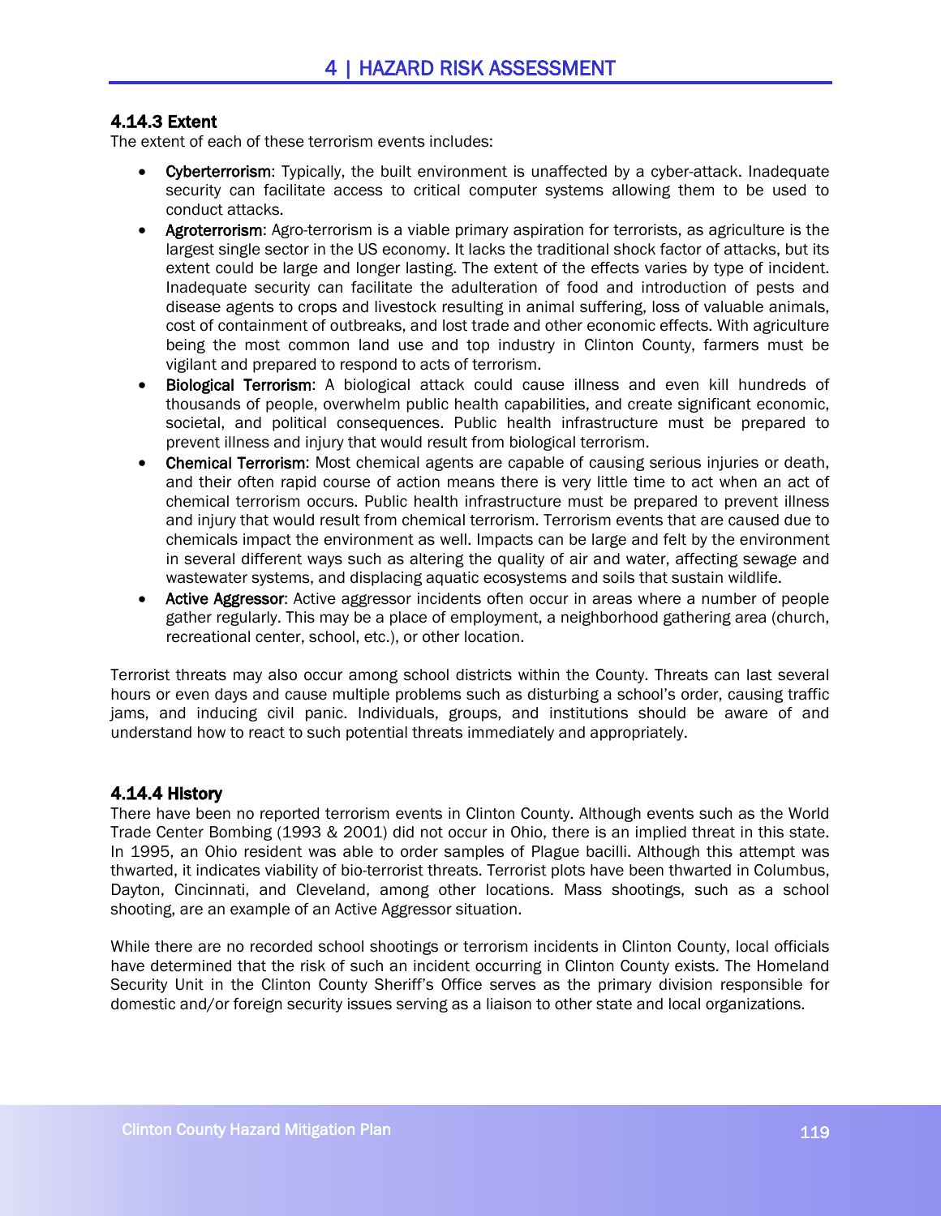### 4.14.3 Extent

The extent of each of these terrorism events includes:

- **Cyberterrorism**: Typically, the built environment is unaffected by a cyber-attack. Inadequate security can facilitate access to critical computer systems allowing them to be used to conduct attacks.
- **Agroterrorism**: Agro-terrorism is a viable primary aspiration for terrorists, as agriculture is the largest single sector in the US economy. It lacks the traditional shock factor of attacks, but its extent could be large and longer lasting. The extent of the effects varies by type of incident. Inadequate security can facilitate the adulteration of food and introduction of pests and disease agents to crops and livestock resulting in animal suffering, loss of valuable animals, cost of containment of outbreaks, and lost trade and other economic effects. With agriculture being the most common land use and top industry in Clinton County, farmers must be vigilant and prepared to respond to acts of terrorism.
- **Biological Terrorism**: A biological attack could cause illness and even kill hundreds of thousands of people, overwhelm public health capabilities, and create significant economic, societal, and political consequences. Public health infrastructure must be prepared to prevent illness and injury that would result from biological terrorism.
- **Chemical Terrorism**: Most chemical agents are capable of causing serious injuries or death, and their often rapid course of action means there is very little time to act when an act of chemical terrorism occurs. Public health infrastructure must be prepared to prevent illness and injury that would result from chemical terrorism. Terrorism events that are caused due to chemicals impact the environment as well. Impacts can be large and felt by the environment in several different ways such as altering the quality of air and water, affecting sewage and wastewater systems, and displacing aquatic ecosystems and soils that sustain wildlife.
- **Active Aggressor**: Active aggressor incidents often occur in areas where a number of people gather regularly. This may be a place of employment, a neighborhood gathering area (church, recreational center, school, etc.), or other location.

Terrorist threats may also occur among school districts within the County. Threats can last several hours or even days and cause multiple problems such as disturbing a school's order, causing traffic jams, and inducing civil panic. Individuals, groups, and institutions should be aware of and understand how to react to such potential threats immediately and appropriately.

### 4.14.4 History

There have been no reported terrorism events in Clinton County. Although events such as the World Trade Center Bombing (1993 & 2001) did not occur in Ohio, there is an implied threat in this state. In 1995, an Ohio resident was able to order samples of Plague bacilli. Although this attempt was thwarted, it indicates viability of bio-terrorist threats. Terrorist plots have been thwarted in Columbus, Dayton, Cincinnati, and Cleveland, among other locations. Mass shootings, such as a school shooting, are an example of an Active Aggressor situation.

While there are no recorded school shootings or terrorism incidents in Clinton County, local officials have determined that the risk of such an incident occurring in Clinton County exists. The Homeland Security Unit in the Clinton County Sheriff's Office serves as the primary division responsible for domestic and/or foreign security issues serving as a liaison to other state and local organizations.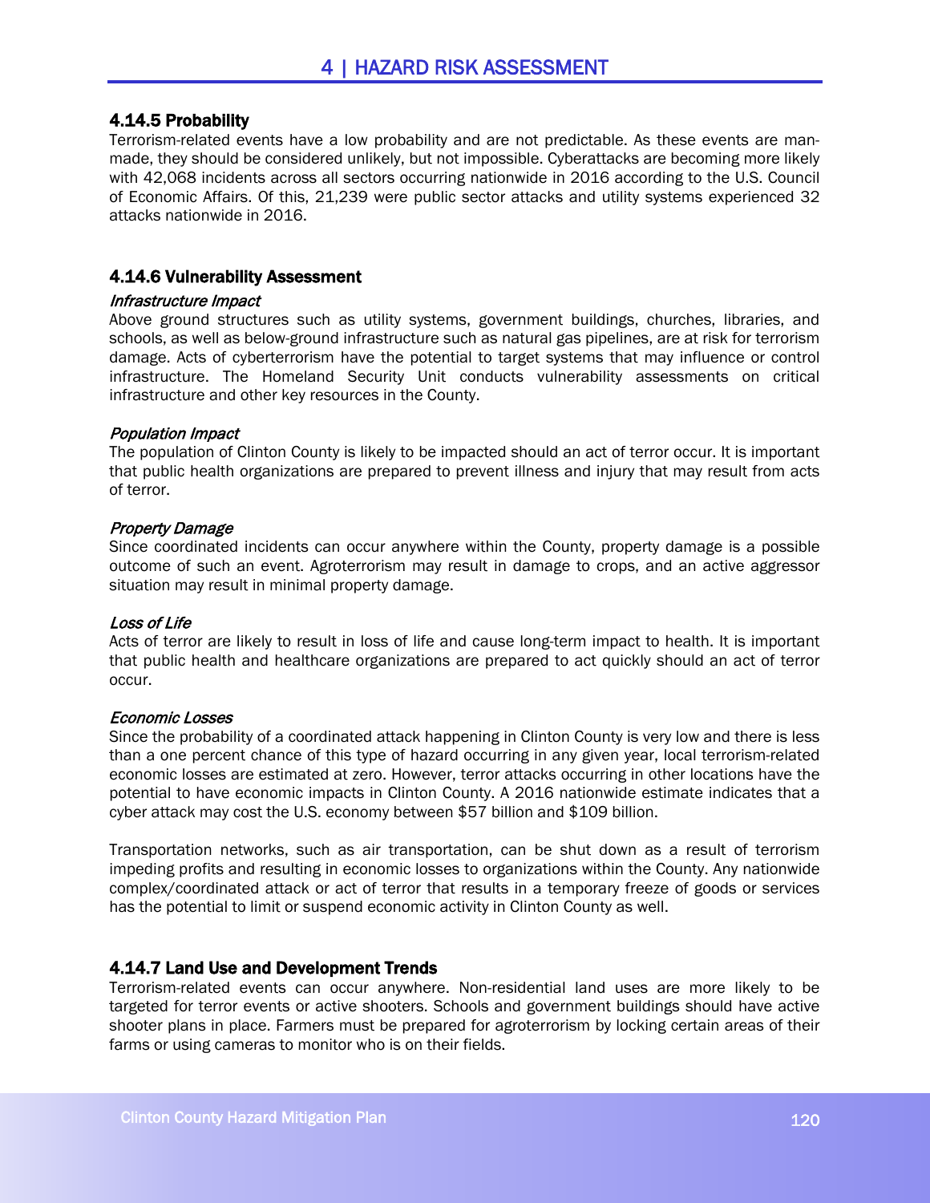### 4.14.5 Probability

Terrorism-related events have a low probability and are not predictable. As these events are man-made, they should be considered unlikely, but not impossible. Cyberattacks are becoming more likely with 42,068 incidents across all sectors occurring nationwide in 2016 according to the U.S. Council of Economic Affairs. Of this, 21,239 were public sector attacks and utility systems experienced 32 attacks nationwide in 2016.

### 4.14.6 Vulnerability Assessment

*Infrastructure Impact*

Above ground structures such as utility systems, government buildings, churches, libraries, and schools, as well as below-ground infrastructure such as natural gas pipelines, are at risk for terrorism damage. Acts of cyberterrorism have the potential to target systems that may influence or control infrastructure. The Homeland Security Unit conducts vulnerability assessments on critical infrastructure and other key resources in the County.

*Population Impact*

The population of Clinton County is likely to be impacted should an act of terror occur. It is important that public health organizations are prepared to prevent illness and injury that may result from acts of terror.

*Property Damage*

Since coordinated incidents can occur anywhere within the County, property damage is a possible outcome of such an event. Agroterrorism may result in damage to crops, and an active aggressor situation may result in minimal property damage.

*Loss of Life*

Acts of terror are likely to result in loss of life and cause long-term impact to health. It is important that public health and healthcare organizations are prepared to act quickly should an act of terror occur.

*Economic Losses*

Since the probability of a coordinated attack happening in Clinton County is very low and there is less than a one percent chance of this type of hazard occurring in any given year, local terrorism-related economic losses are estimated at zero. However, terror attacks occurring in other locations have the potential to have economic impacts in Clinton County. A 2016 nationwide estimate indicates that a cyber attack may cost the U.S. economy between $57 billion and $109 billion.

Transportation networks, such as air transportation, can be shut down as a result of terrorism impeding profits and resulting in economic losses to organizations within the County. Any nationwide complex/coordinated attack or act of terror that results in a temporary freeze of goods or services has the potential to limit or suspend economic activity in Clinton County as well.

### 4.14.7 Land Use and Development Trends

Terrorism-related events can occur anywhere. Non-residential land uses are more likely to be targeted for terror events or active shooters. Schools and government buildings should have active shooter plans in place. Farmers must be prepared for agroterrorism by locking certain areas of their farms or using cameras to monitor who is on their fields.